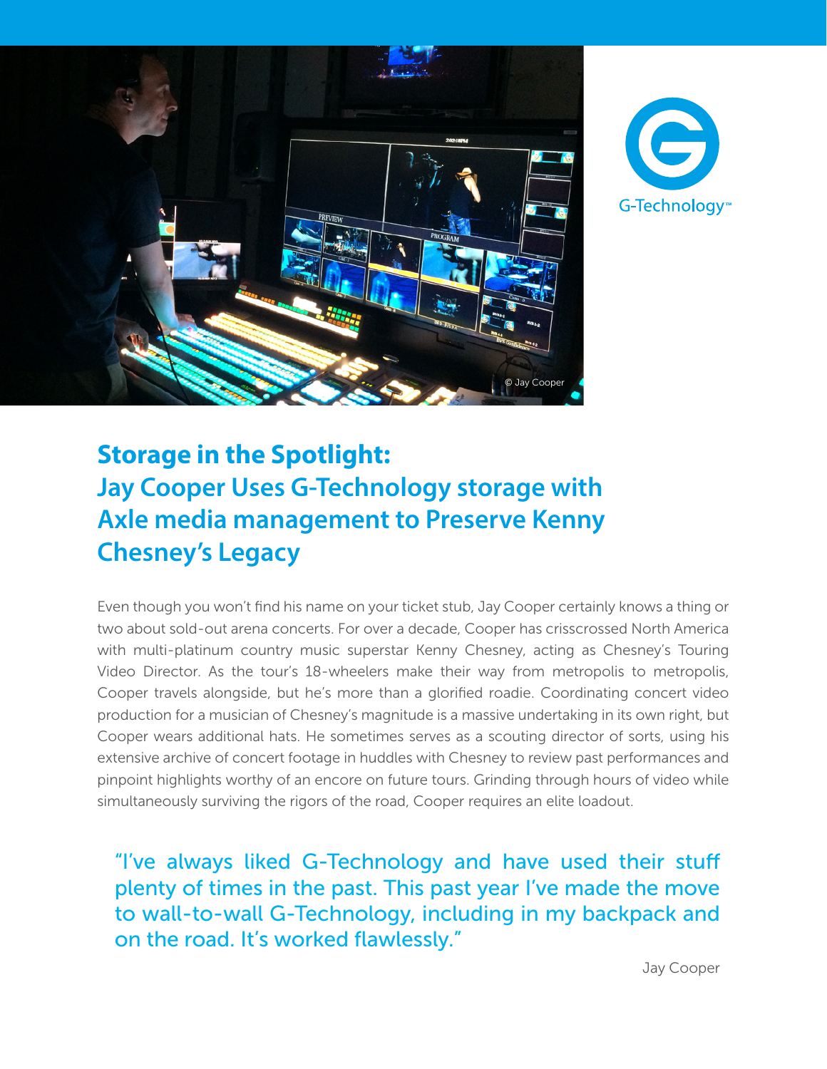# Storage in the Spotlight: Jay Cooper Uses G-Technology storage with Axle media management to Preserve Kenny Chesney's Legacy

Even though you won't find his name on your ticket stub, Jay Cooper certainly knows a thing or two about sold-out arena concerts. For over a decade, Cooper has crisscrossed North America with multi-platinum country music superstar Kenny Chesney, acting as Chesney's Touring Video Director. As the tour's 18-wheelers make their way from metropolis to metropolis, Cooper travels alongside, but he's more than a glorified roadie. Coordinating concert video production for a musician of Chesney's magnitude is a massive undertaking in its own right, but Cooper wears additional hats. He sometimes serves as a scouting director of sorts, using his extensive archive of concert footage in huddles with Chesney to review past performances and pinpoint highlights worthy of an encore on future tours. Grinding through hours of video while simultaneously surviving the rigors of the road, Cooper requires an elite loadout.

> "I've always liked G-Technology and have used their stuff plenty of times in the past. This past year I've made the move to wall-to-wall G-Technology, including in my backpack and on the road. It's worked flawlessly."
>
> Jay Cooper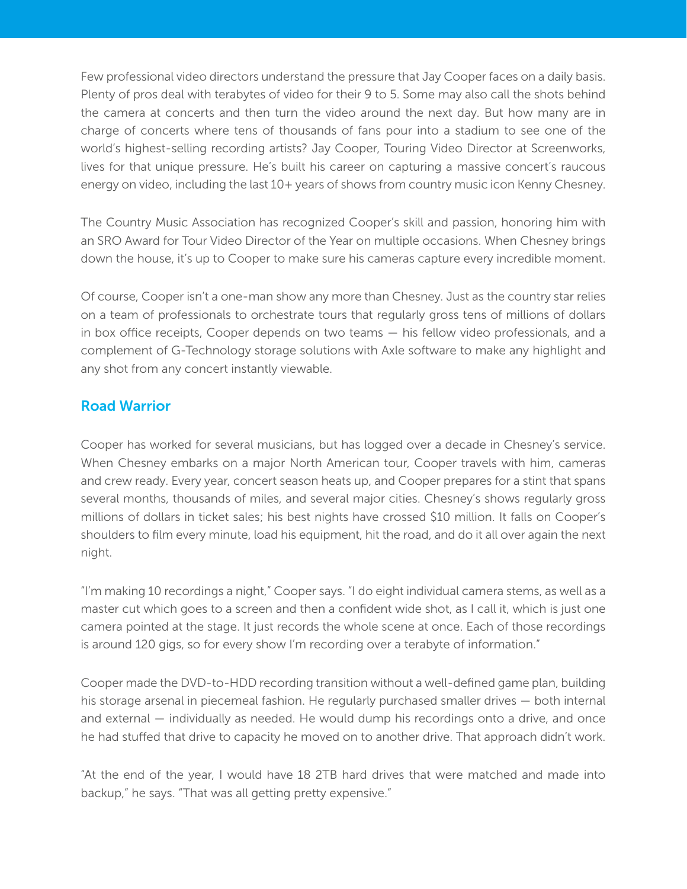Few professional video directors understand the pressure that Jay Cooper faces on a daily basis. Plenty of pros deal with terabytes of video for their 9 to 5. Some may also call the shots behind the camera at concerts and then turn the video around the next day. But how many are in charge of concerts where tens of thousands of fans pour into a stadium to see one of the world's highest-selling recording artists? Jay Cooper, Touring Video Director at Screenworks, lives for that unique pressure. He's built his career on capturing a massive concert's raucous energy on video, including the last 10+ years of shows from country music icon Kenny Chesney.

The Country Music Association has recognized Cooper's skill and passion, honoring him with an SRO Award for Tour Video Director of the Year on multiple occasions. When Chesney brings down the house, it's up to Cooper to make sure his cameras capture every incredible moment.

Of course, Cooper isn't a one-man show any more than Chesney. Just as the country star relies on a team of professionals to orchestrate tours that regularly gross tens of millions of dollars in box office receipts, Cooper depends on two teams — his fellow video professionals, and a complement of G-Technology storage solutions with Axle software to make any highlight and any shot from any concert instantly viewable.

## Road Warrior

Cooper has worked for several musicians, but has logged over a decade in Chesney's service. When Chesney embarks on a major North American tour, Cooper travels with him, cameras and crew ready. Every year, concert season heats up, and Cooper prepares for a stint that spans several months, thousands of miles, and several major cities. Chesney's shows regularly gross millions of dollars in ticket sales; his best nights have crossed $10 million. It falls on Cooper's shoulders to film every minute, load his equipment, hit the road, and do it all over again the next night.

"I'm making 10 recordings a night," Cooper says. "I do eight individual camera stems, as well as a master cut which goes to a screen and then a confident wide shot, as I call it, which is just one camera pointed at the stage. It just records the whole scene at once. Each of those recordings is around 120 gigs, so for every show I'm recording over a terabyte of information."

Cooper made the DVD-to-HDD recording transition without a well-defined game plan, building his storage arsenal in piecemeal fashion. He regularly purchased smaller drives — both internal and external — individually as needed. He would dump his recordings onto a drive, and once he had stuffed that drive to capacity he moved on to another drive. That approach didn't work.

"At the end of the year, I would have 18 2TB hard drives that were matched and made into backup," he says. "That was all getting pretty expensive."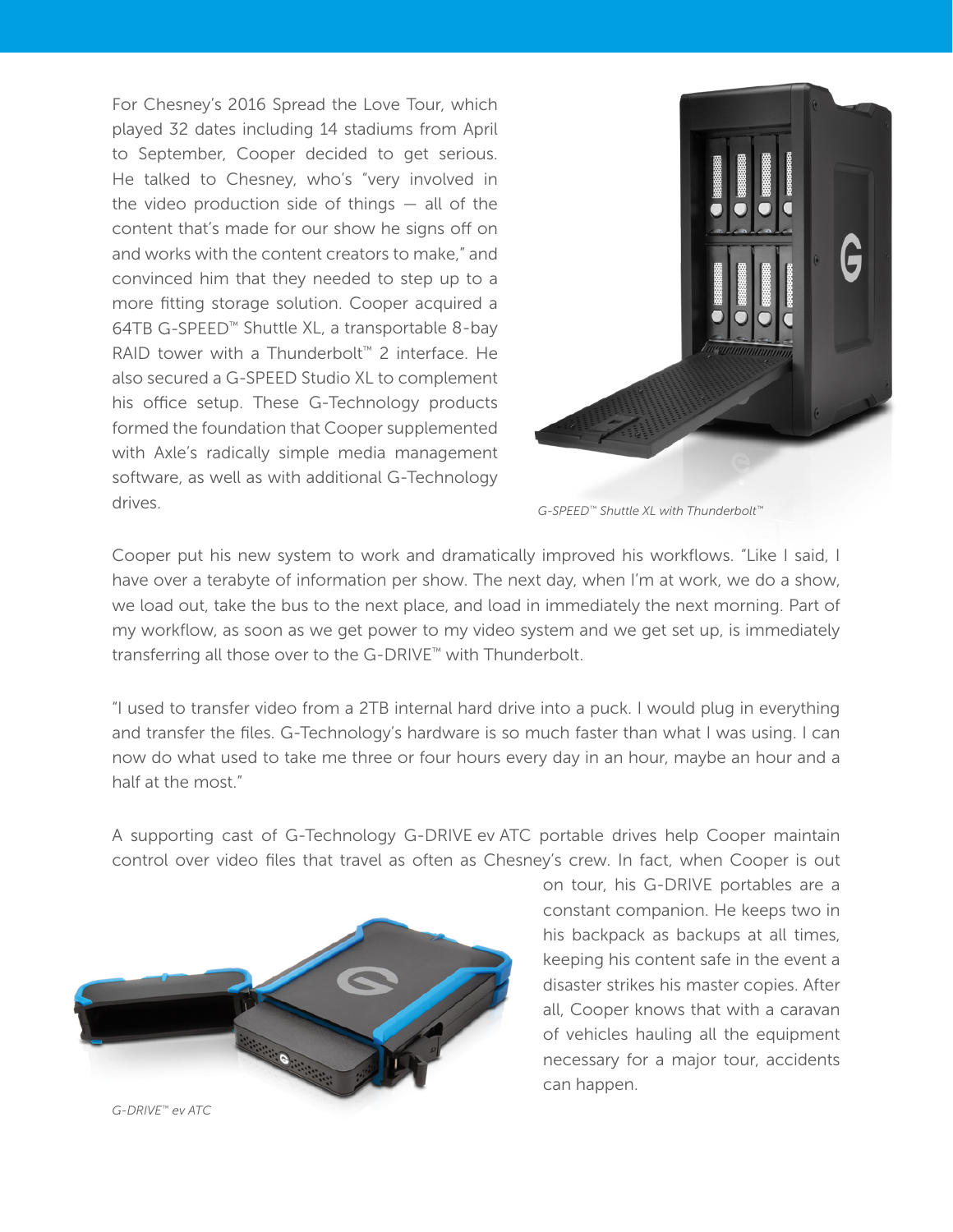For Chesney's 2016 Spread the Love Tour, which played 32 dates including 14 stadiums from April to September, Cooper decided to get serious. He talked to Chesney, who's "very involved in the video production side of things — all of the content that's made for our show he signs off on and works with the content creators to make," and convinced him that they needed to step up to a more fitting storage solution. Cooper acquired a 64TB G-SPEED™ Shuttle XL, a transportable 8-bay RAID tower with a Thunderbolt™ 2 interface. He also secured a G-SPEED Studio XL to complement his office setup. These G-Technology products formed the foundation that Cooper supplemented with Axle's radically simple media management software, as well as with additional G-Technology drives.

*G-SPEED™ Shuttle XL with Thunderbolt™*

Cooper put his new system to work and dramatically improved his workflows. "Like I said, I have over a terabyte of information per show. The next day, when I'm at work, we do a show, we load out, take the bus to the next place, and load in immediately the next morning. Part of my workflow, as soon as we get power to my video system and we get set up, is immediately transferring all those over to the G-DRIVE™ with Thunderbolt.

"I used to transfer video from a 2TB internal hard drive into a puck. I would plug in everything and transfer the files. G-Technology's hardware is so much faster than what I was using. I can now do what used to take me three or four hours every day in an hour, maybe an hour and a half at the most."

A supporting cast of G-Technology G-DRIVE ev ATC portable drives help Cooper maintain control over video files that travel as often as Chesney's crew. In fact, when Cooper is out on tour, his G-DRIVE portables are a constant companion. He keeps two in his backpack as backups at all times, keeping his content safe in the event a disaster strikes his master copies. After all, Cooper knows that with a caravan of vehicles hauling all the equipment necessary for a major tour, accidents can happen.

*G-DRIVE™ ev ATC*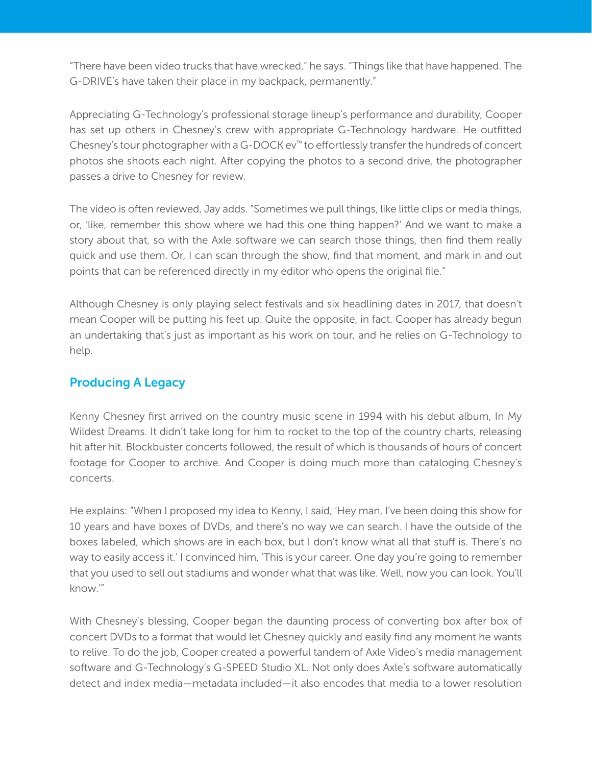"There have been video trucks that have wrecked," he says. "Things like that have happened. The G-DRIVE's have taken their place in my backpack, permanently."

Appreciating G-Technology's professional storage lineup's performance and durability, Cooper has set up others in Chesney's crew with appropriate G-Technology hardware. He outfitted Chesney's tour photographer with a G-DOCK ev™ to effortlessly transfer the hundreds of concert photos she shoots each night. After copying the photos to a second drive, the photographer passes a drive to Chesney for review.

The video is often reviewed, Jay adds. "Sometimes we pull things, like little clips or media things, or, 'like, remember this show where we had this one thing happen?' And we want to make a story about that, so with the Axle software we can search those things, then find them really quick and use them. Or, I can scan through the show, find that moment, and mark in and out points that can be referenced directly in my editor who opens the original file."

Although Chesney is only playing select festivals and six headlining dates in 2017, that doesn't mean Cooper will be putting his feet up. Quite the opposite, in fact. Cooper has already begun an undertaking that's just as important as his work on tour, and he relies on G-Technology to help.

## Producing A Legacy

Kenny Chesney first arrived on the country music scene in 1994 with his debut album, In My Wildest Dreams. It didn't take long for him to rocket to the top of the country charts, releasing hit after hit. Blockbuster concerts followed, the result of which is thousands of hours of concert footage for Cooper to archive. And Cooper is doing much more than cataloging Chesney's concerts.

He explains: "When I proposed my idea to Kenny, I said, 'Hey man, I've been doing this show for 10 years and have boxes of DVDs, and there's no way we can search. I have the outside of the boxes labeled, which shows are in each box, but I don't know what all that stuff is. There's no way to easily access it.' I convinced him, 'This is your career. One day you're going to remember that you used to sell out stadiums and wonder what that was like. Well, now you can look. You'll know.'"

With Chesney's blessing, Cooper began the daunting process of converting box after box of concert DVDs to a format that would let Chesney quickly and easily find any moment he wants to relive. To do the job, Cooper created a powerful tandem of Axle Video's media management software and G-Technology's G-SPEED Studio XL. Not only does Axle's software automatically detect and index media—metadata included—it also encodes that media to a lower resolution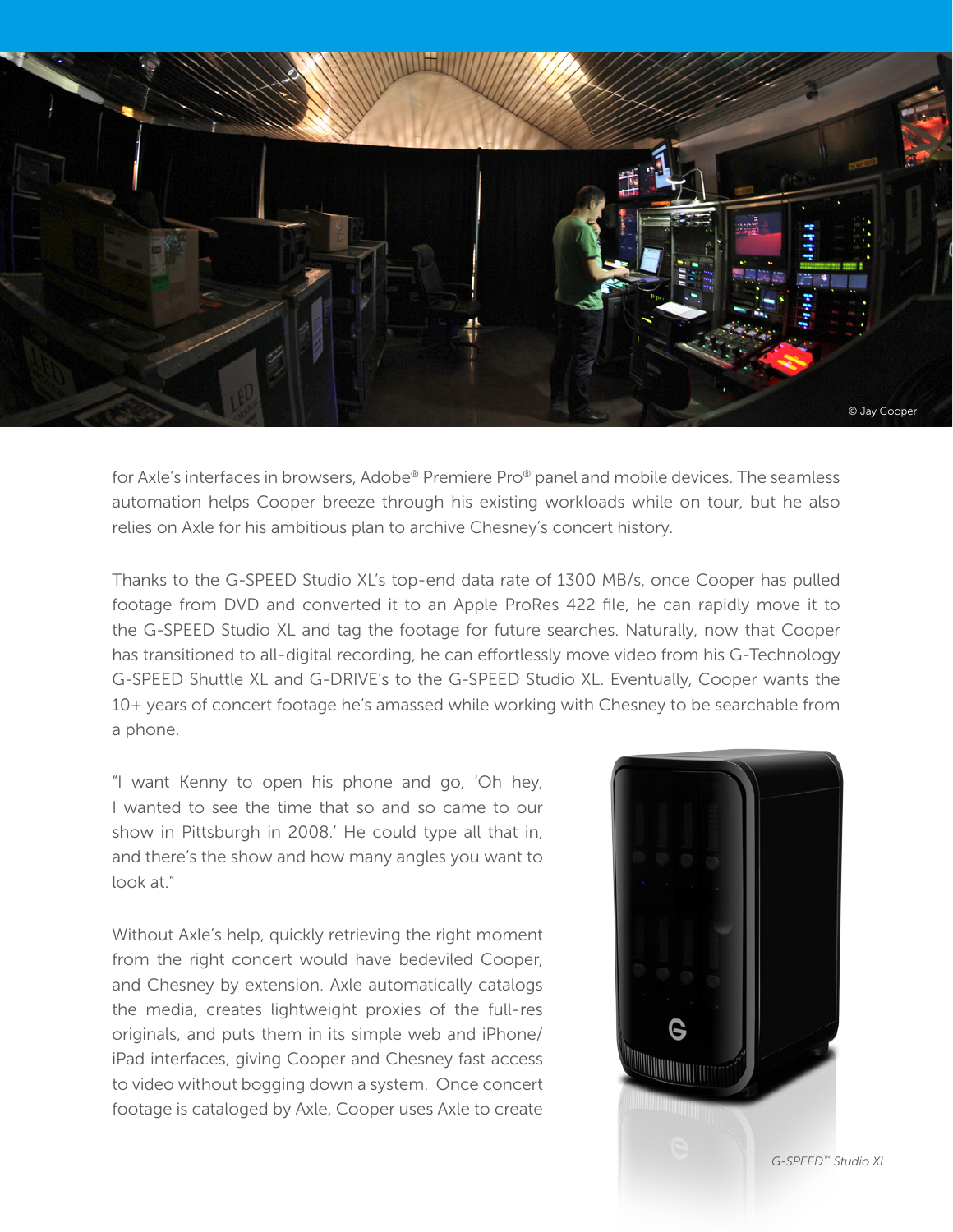© Jay Cooper

for Axle's interfaces in browsers, Adobe® Premiere Pro® panel and mobile devices. The seamless automation helps Cooper breeze through his existing workloads while on tour, but he also relies on Axle for his ambitious plan to archive Chesney's concert history.

Thanks to the G-SPEED Studio XL's top-end data rate of 1300 MB/s, once Cooper has pulled footage from DVD and converted it to an Apple ProRes 422 file, he can rapidly move it to the G-SPEED Studio XL and tag the footage for future searches. Naturally, now that Cooper has transitioned to all-digital recording, he can effortlessly move video from his G-Technology G-SPEED Shuttle XL and G-DRIVE's to the G-SPEED Studio XL. Eventually, Cooper wants the 10+ years of concert footage he's amassed while working with Chesney to be searchable from a phone.

"I want Kenny to open his phone and go, 'Oh hey, I wanted to see the time that so and so came to our show in Pittsburgh in 2008.' He could type all that in, and there's the show and how many angles you want to look at."

Without Axle's help, quickly retrieving the right moment from the right concert would have bedeviled Cooper, and Chesney by extension. Axle automatically catalogs the media, creates lightweight proxies of the full-res originals, and puts them in its simple web and iPhone/iPad interfaces, giving Cooper and Chesney fast access to video without bogging down a system. Once concert footage is cataloged by Axle, Cooper uses Axle to create

*G-SPEED™ Studio XL*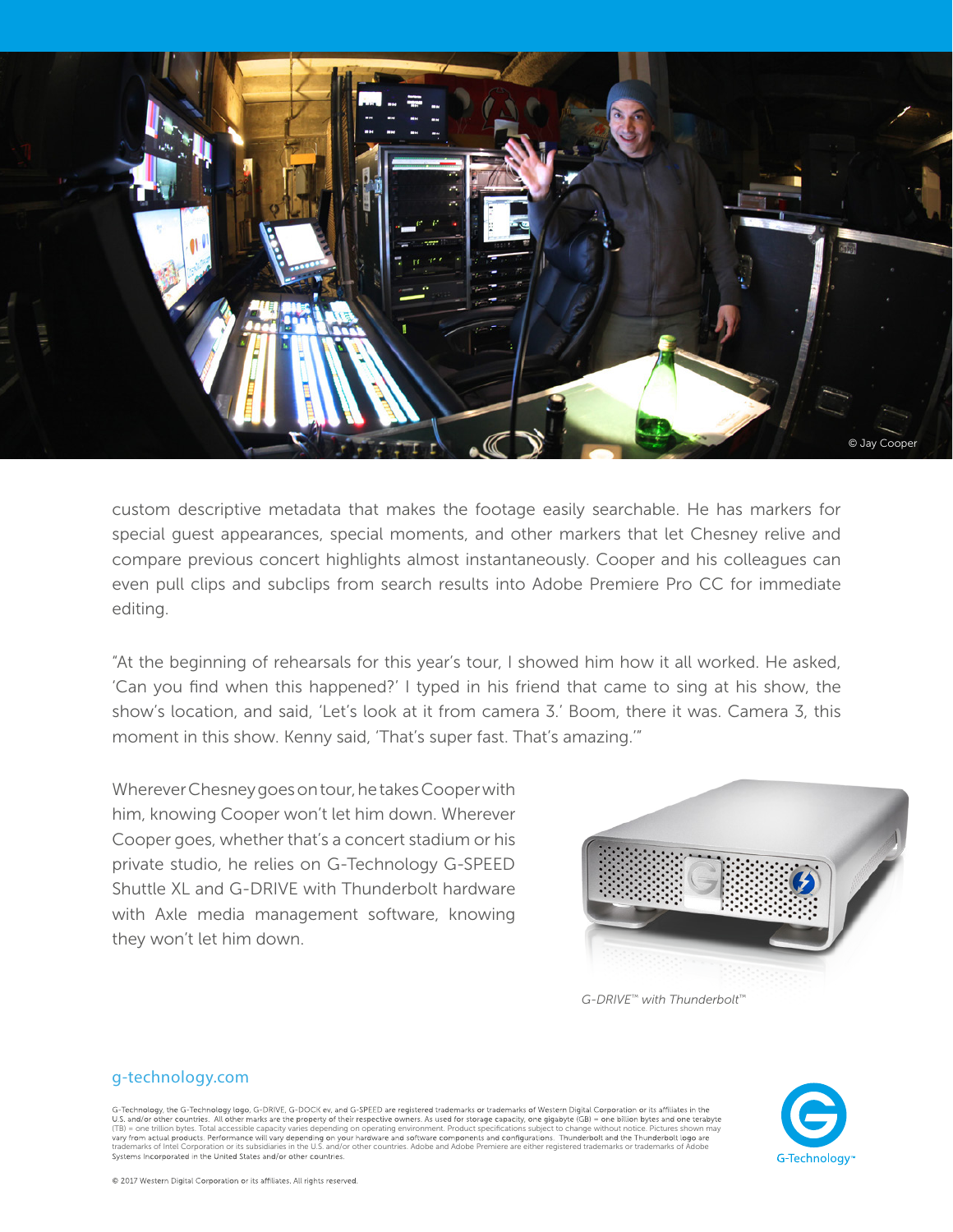custom descriptive metadata that makes the footage easily searchable. He has markers for special guest appearances, special moments, and other markers that let Chesney relive and compare previous concert highlights almost instantaneously. Cooper and his colleagues can even pull clips and subclips from search results into Adobe Premiere Pro CC for immediate editing.

"At the beginning of rehearsals for this year's tour, I showed him how it all worked. He asked, 'Can you find when this happened?' I typed in his friend that came to sing at his show, the show's location, and said, 'Let's look at it from camera 3.' Boom, there it was. Camera 3, this moment in this show. Kenny said, 'That's super fast. That's amazing.'"

Wherever Chesney goes on tour, he takes Cooper with him, knowing Cooper won't let him down. Wherever Cooper goes, whether that's a concert stadium or his private studio, he relies on G-Technology G-SPEED Shuttle XL and G-DRIVE with Thunderbolt hardware with Axle media management software, knowing they won't let him down.

*G-DRIVE™ with Thunderbolt™*

g-technology.com

G-Technology, the G-Technology logo, G-DRIVE, G-DOCK ev, and G-SPEED are registered trademarks or trademarks of Western Digital Corporation or its affiliates in the U.S. and/or other countries. All other marks are the property of their respective owners. As used for storage capacity, one gigabyte (GB) = one billion bytes and one terabyte (TB) = one trillion bytes. Total accessible capacity varies depending on operating environment. Product specifications subject to change without notice. Pictures shown may vary from actual products. Performance will vary depending on your hardware and software components and configurations. Thunderbolt and the Thunderbolt logo are trademarks of Intel Corporation or its subsidiaries in the U.S. and/or other countries. Adobe and Adobe Premiere are either registered trademarks or trademarks of Adobe Systems Incorporated in the United States and/or other countries.

© 2017 Western Digital Corporation or its affiliates. All rights reserved.